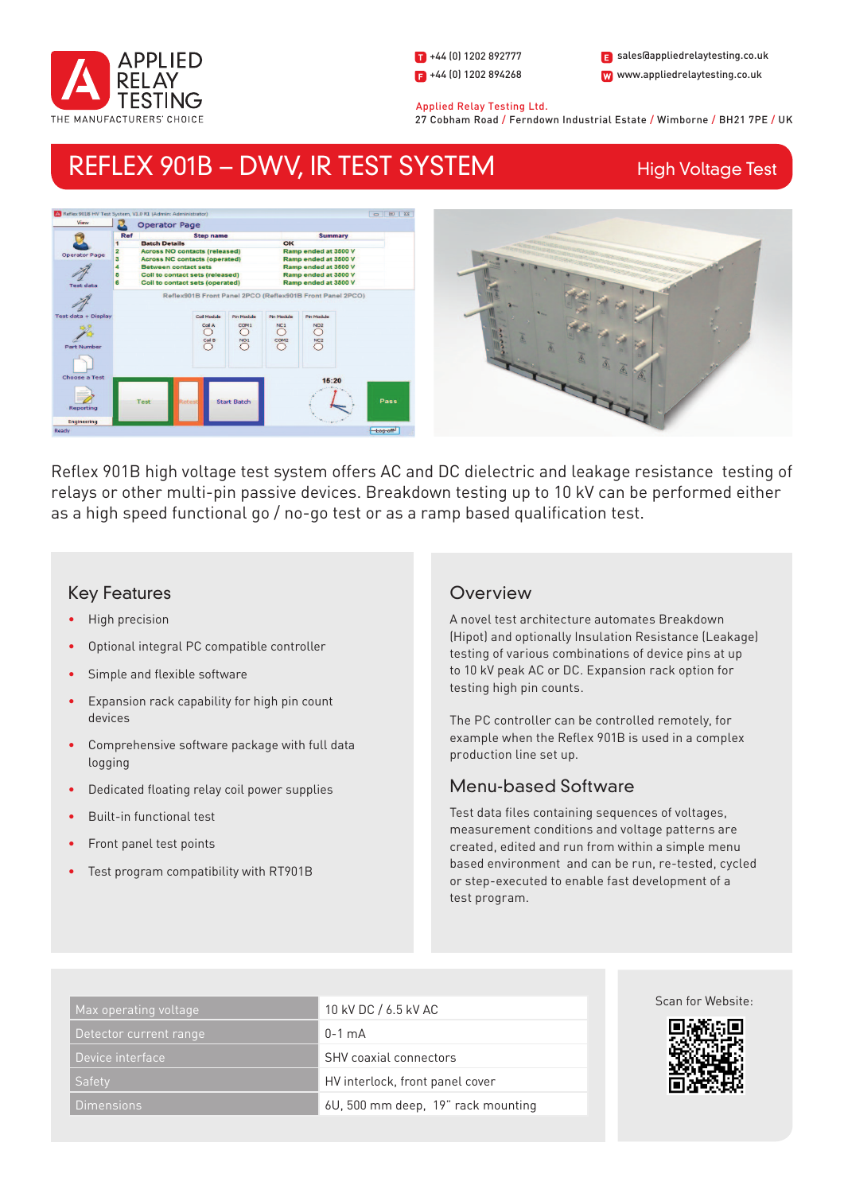APPLIED RELAY TESTING

THE MANUFACTURERS' CHOICE

T +44 (0) 1202 892777

F +44 (0) 1202 894268

E sales@appliedrelaytesting.co.uk

W www.appliedrelaytesting.co.uk

Applied Relay Testing Ltd.
27 Cobham Road / Ferndown Industrial Estate / Wimborne / BH21 7PE / UK

# REFLEX 901B – DWV, IR TEST SYSTEM

High Voltage Test

Reflex 901B high voltage test system offers AC and DC dielectric and leakage resistance testing of relays or other multi-pin passive devices. Breakdown testing up to 10 kV can be performed either as a high speed functional go / no-go test or as a ramp based qualification test.

## Key Features

- High precision
- Optional integral PC compatible controller
- Simple and flexible software
- Expansion rack capability for high pin count devices
- Comprehensive software package with full data logging
- Dedicated floating relay coil power supplies
- Built-in functional test
- Front panel test points
- Test program compatibility with RT901B

## Overview

A novel test architecture automates Breakdown (Hipot) and optionally Insulation Resistance (Leakage) testing of various combinations of device pins at up to 10 kV peak AC or DC. Expansion rack option for testing high pin counts.

The PC controller can be controlled remotely, for example when the Reflex 901B is used in a complex production line set up.

## Menu-based Software

Test data files containing sequences of voltages, measurement conditions and voltage patterns are created, edited and run from within a simple menu based environment and can be run, re-tested, cycled or step-executed to enable fast development of a test program.

| | |
|---|---|
| Max operating voltage | 10 kV DC / 6.5 kV AC |
| Detector current range | 0-1 mA |
| Device interface | SHV coaxial connectors |
| Safety | HV interlock, front panel cover |
| Dimensions | 6U, 500 mm deep, 19" rack mounting |

Scan for Website: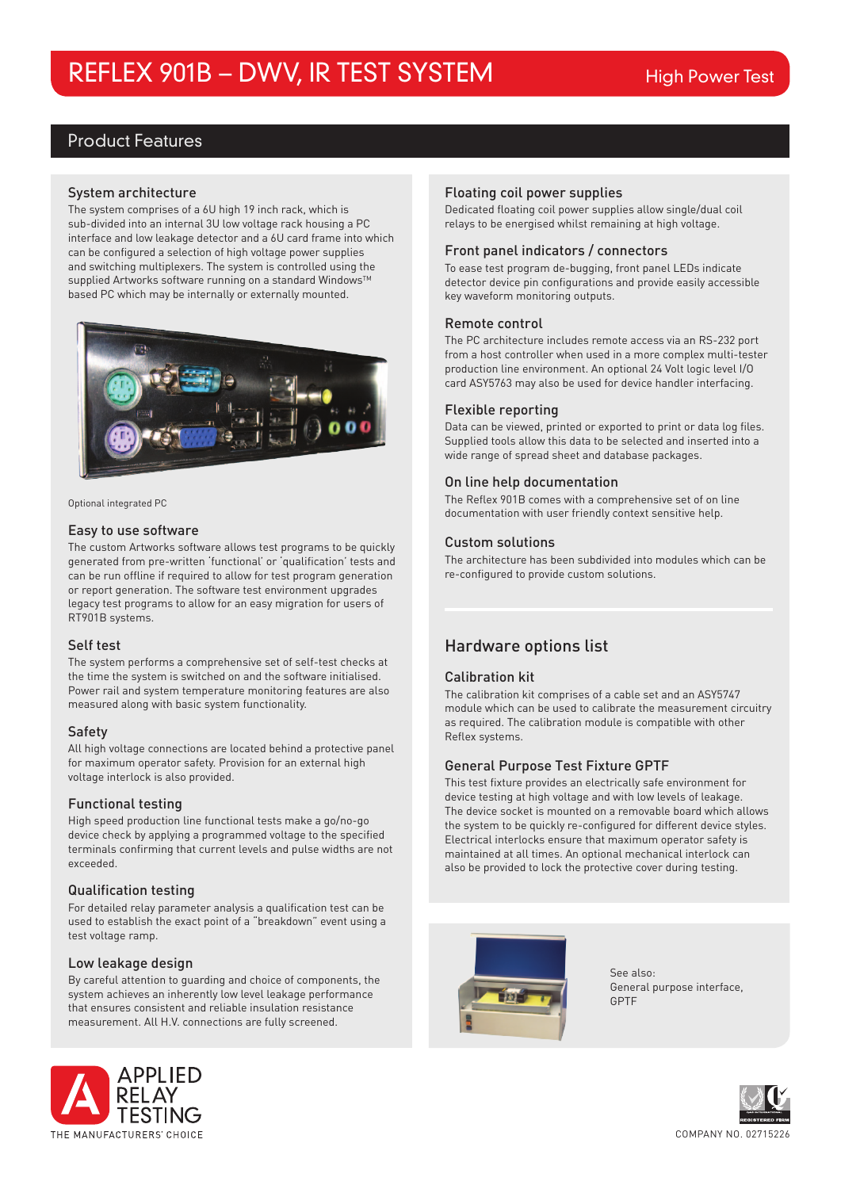# REFLEX 901B – DWV, IR TEST SYSTEM

High Power Test

## Product Features

### System architecture

The system comprises of a 6U high 19 inch rack, which is sub-divided into an internal 3U low voltage rack housing a PC interface and low leakage detector and a 6U card frame into which can be configured a selection of high voltage power supplies and switching multiplexers. The system is controlled using the supplied Artworks software running on a standard Windows™ based PC which may be internally or externally mounted.

Optional integrated PC

### Easy to use software

The custom Artworks software allows test programs to be quickly generated from pre-written 'functional' or 'qualification' tests and can be run offline if required to allow for test program generation or report generation. The software test environment upgrades legacy test programs to allow for an easy migration for users of RT901B systems.

### Self test

The system performs a comprehensive set of self-test checks at the time the system is switched on and the software initialised. Power rail and system temperature monitoring features are also measured along with basic system functionality.

### Safety

All high voltage connections are located behind a protective panel for maximum operator safety. Provision for an external high voltage interlock is also provided.

### Functional testing

High speed production line functional tests make a go/no-go device check by applying a programmed voltage to the specified terminals confirming that current levels and pulse widths are not exceeded.

### Qualification testing

For detailed relay parameter analysis a qualification test can be used to establish the exact point of a "breakdown" event using a test voltage ramp.

### Low leakage design

By careful attention to guarding and choice of components, the system achieves an inherently low level leakage performance that ensures consistent and reliable insulation resistance measurement. All H.V. connections are fully screened.

### Floating coil power supplies

Dedicated floating coil power supplies allow single/dual coil relays to be energised whilst remaining at high voltage.

### Front panel indicators / connectors

To ease test program de-bugging, front panel LEDs indicate detector device pin configurations and provide easily accessible key waveform monitoring outputs.

### Remote control

The PC architecture includes remote access via an RS-232 port from a host controller when used in a more complex multi-tester production line environment. An optional 24 Volt logic level I/O card ASY5763 may also be used for device handler interfacing.

### Flexible reporting

Data can be viewed, printed or exported to print or data log files. Supplied tools allow this data to be selected and inserted into a wide range of spread sheet and database packages.

### On line help documentation

The Reflex 901B comes with a comprehensive set of on line documentation with user friendly context sensitive help.

### Custom solutions

The architecture has been subdivided into modules which can be re-configured to provide custom solutions.

## Hardware options list

### Calibration kit

The calibration kit comprises of a cable set and an ASY5747 module which can be used to calibrate the measurement circuitry as required. The calibration module is compatible with other Reflex systems.

### General Purpose Test Fixture GPTF

This test fixture provides an electrically safe environment for device testing at high voltage and with low levels of leakage. The device socket is mounted on a removable board which allows the system to be quickly re-configured for different device styles. Electrical interlocks ensure that maximum operator safety is maintained at all times. An optional mechanical interlock can also be provided to lock the protective cover during testing.

See also:
General purpose interface,
GPTF

APPLIED RELAY TESTING
THE MANUFACTURERS' CHOICE

COMPANY NO. 02715226